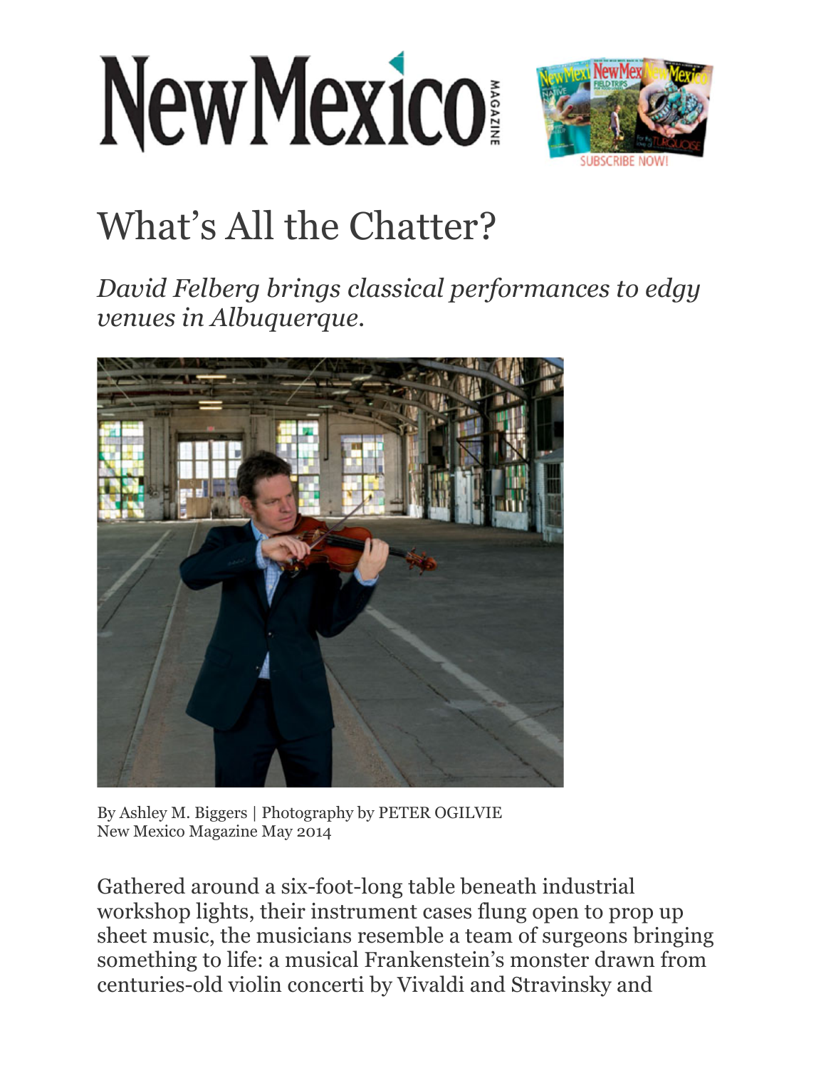# What's All the Chatter?

*David Felberg brings classical performances to edgy venues in Albuquerque.*

By Ashley M. Biggers | Photography by PETER OGILVIE
New Mexico Magazine May 2014

Gathered around a six-foot-long table beneath industrial workshop lights, their instrument cases flung open to prop up sheet music, the musicians resemble a team of surgeons bringing something to life: a musical Frankenstein's monster drawn from centuries-old violin concerti by Vivaldi and Stravinsky and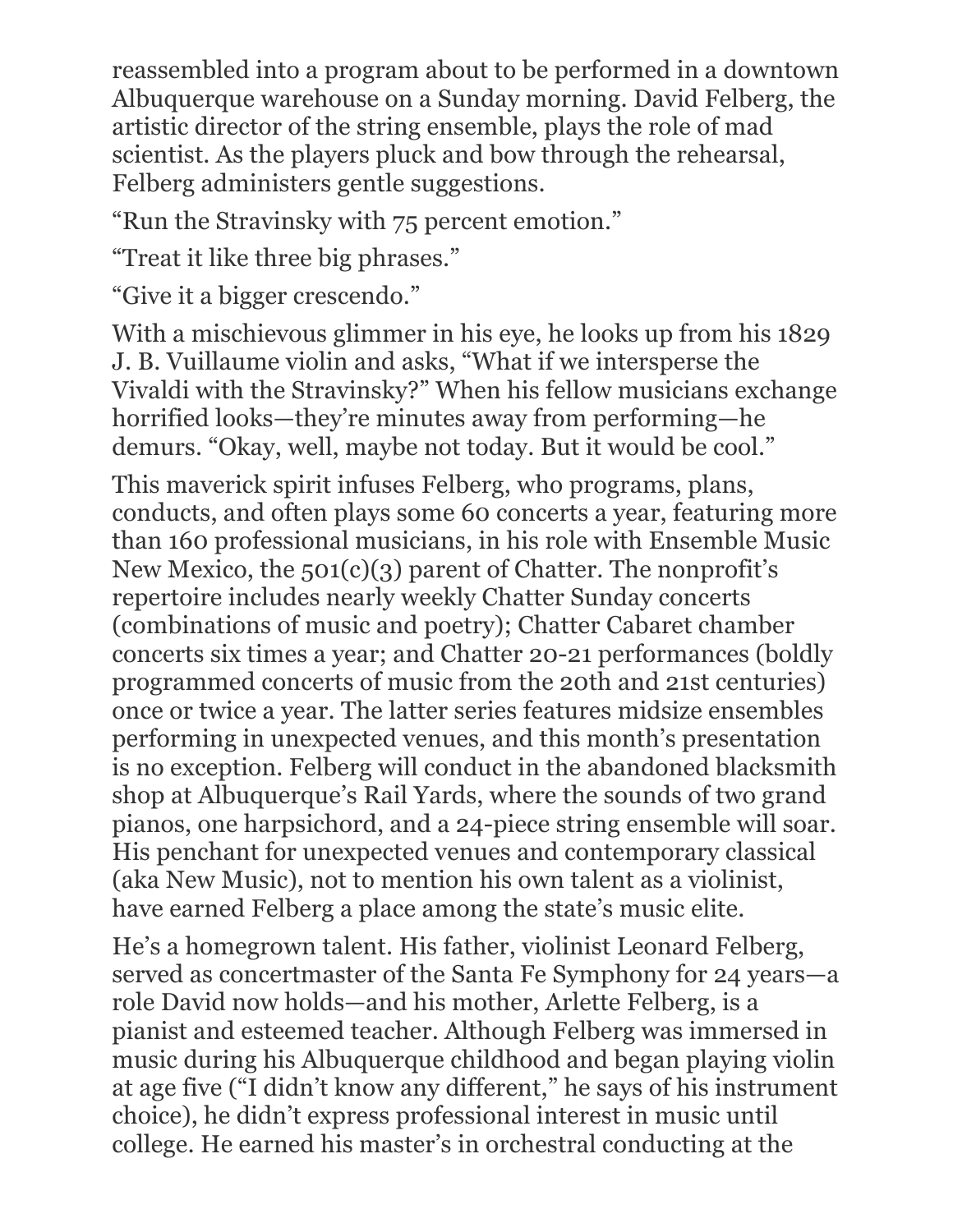reassembled into a program about to be performed in a downtown Albuquerque warehouse on a Sunday morning. David Felberg, the artistic director of the string ensemble, plays the role of mad scientist. As the players pluck and bow through the rehearsal, Felberg administers gentle suggestions.

"Run the Stravinsky with 75 percent emotion."

"Treat it like three big phrases."

"Give it a bigger crescendo."

With a mischievous glimmer in his eye, he looks up from his 1829 J. B. Vuillaume violin and asks, "What if we intersperse the Vivaldi with the Stravinsky?" When his fellow musicians exchange horrified looks—they're minutes away from performing—he demurs. "Okay, well, maybe not today. But it would be cool."

This maverick spirit infuses Felberg, who programs, plans, conducts, and often plays some 60 concerts a year, featuring more than 160 professional musicians, in his role with Ensemble Music New Mexico, the 501(c)(3) parent of Chatter. The nonprofit's repertoire includes nearly weekly Chatter Sunday concerts (combinations of music and poetry); Chatter Cabaret chamber concerts six times a year; and Chatter 20-21 performances (boldly programmed concerts of music from the 20th and 21st centuries) once or twice a year. The latter series features midsize ensembles performing in unexpected venues, and this month's presentation is no exception. Felberg will conduct in the abandoned blacksmith shop at Albuquerque's Rail Yards, where the sounds of two grand pianos, one harpsichord, and a 24-piece string ensemble will soar. His penchant for unexpected venues and contemporary classical (aka New Music), not to mention his own talent as a violinist, have earned Felberg a place among the state's music elite.

He's a homegrown talent. His father, violinist Leonard Felberg, served as concertmaster of the Santa Fe Symphony for 24 years—a role David now holds—and his mother, Arlette Felberg, is a pianist and esteemed teacher. Although Felberg was immersed in music during his Albuquerque childhood and began playing violin at age five ("I didn't know any different," he says of his instrument choice), he didn't express professional interest in music until college. He earned his master's in orchestral conducting at the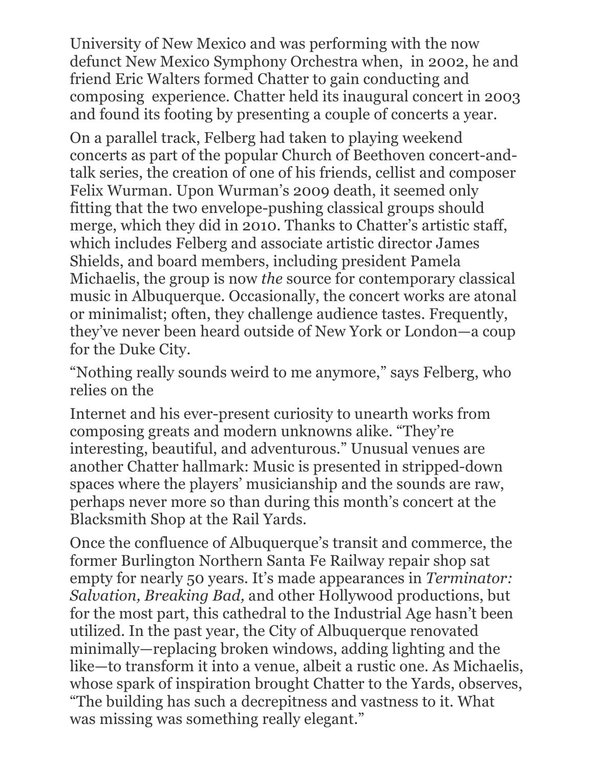University of New Mexico and was performing with the now defunct New Mexico Symphony Orchestra when, in 2002, he and friend Eric Walters formed Chatter to gain conducting and composing experience. Chatter held its inaugural concert in 2003 and found its footing by presenting a couple of concerts a year.

On a parallel track, Felberg had taken to playing weekend concerts as part of the popular Church of Beethoven concert-and-talk series, the creation of one of his friends, cellist and composer Felix Wurman. Upon Wurman's 2009 death, it seemed only fitting that the two envelope-pushing classical groups should merge, which they did in 2010. Thanks to Chatter's artistic staff, which includes Felberg and associate artistic director James Shields, and board members, including president Pamela Michaelis, the group is now *the* source for contemporary classical music in Albuquerque. Occasionally, the concert works are atonal or minimalist; often, they challenge audience tastes. Frequently, they've never been heard outside of New York or London—a coup for the Duke City.

"Nothing really sounds weird to me anymore," says Felberg, who relies on the Internet and his ever-present curiosity to unearth works from composing greats and modern unknowns alike. "They're interesting, beautiful, and adventurous." Unusual venues are another Chatter hallmark: Music is presented in stripped-down spaces where the players' musicianship and the sounds are raw, perhaps never more so than during this month's concert at the Blacksmith Shop at the Rail Yards.

Once the confluence of Albuquerque's transit and commerce, the former Burlington Northern Santa Fe Railway repair shop sat empty for nearly 50 years. It's made appearances in *Terminator: Salvation, Breaking Bad,* and other Hollywood productions, but for the most part, this cathedral to the Industrial Age hasn't been utilized. In the past year, the City of Albuquerque renovated minimally—replacing broken windows, adding lighting and the like—to transform it into a venue, albeit a rustic one. As Michaelis, whose spark of inspiration brought Chatter to the Yards, observes, "The building has such a decrepitness and vastness to it. What was missing was something really elegant."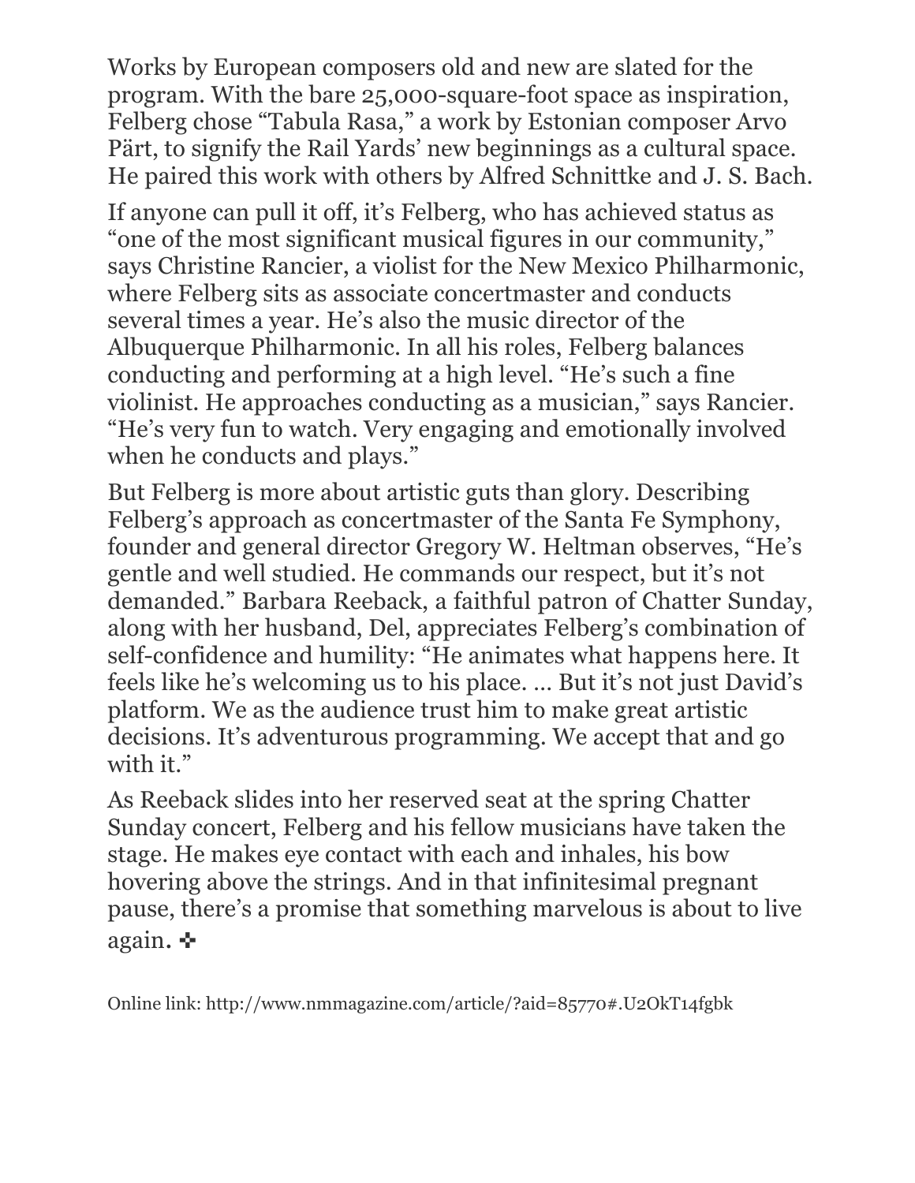Works by European composers old and new are slated for the program. With the bare 25,000-square-foot space as inspiration, Felberg chose "Tabula Rasa," a work by Estonian composer Arvo Pärt, to signify the Rail Yards' new beginnings as a cultural space. He paired this work with others by Alfred Schnittke and J. S. Bach.

If anyone can pull it off, it's Felberg, who has achieved status as "one of the most significant musical figures in our community," says Christine Rancier, a violist for the New Mexico Philharmonic, where Felberg sits as associate concertmaster and conducts several times a year. He's also the music director of the Albuquerque Philharmonic. In all his roles, Felberg balances conducting and performing at a high level. "He's such a fine violinist. He approaches conducting as a musician," says Rancier. "He's very fun to watch. Very engaging and emotionally involved when he conducts and plays."

But Felberg is more about artistic guts than glory. Describing Felberg's approach as concertmaster of the Santa Fe Symphony, founder and general director Gregory W. Heltman observes, "He's gentle and well studied. He commands our respect, but it's not demanded." Barbara Reeback, a faithful patron of Chatter Sunday, along with her husband, Del, appreciates Felberg's combination of self-confidence and humility: "He animates what happens here. It feels like he's welcoming us to his place. … But it's not just David's platform. We as the audience trust him to make great artistic decisions. It's adventurous programming. We accept that and go with it."

As Reeback slides into her reserved seat at the spring Chatter Sunday concert, Felberg and his fellow musicians have taken the stage. He makes eye contact with each and inhales, his bow hovering above the strings. And in that infinitesimal pregnant pause, there's a promise that something marvelous is about to live again. ✜

Online link: http://www.nmmagazine.com/article/?aid=85770#.U2OkT14fgbk